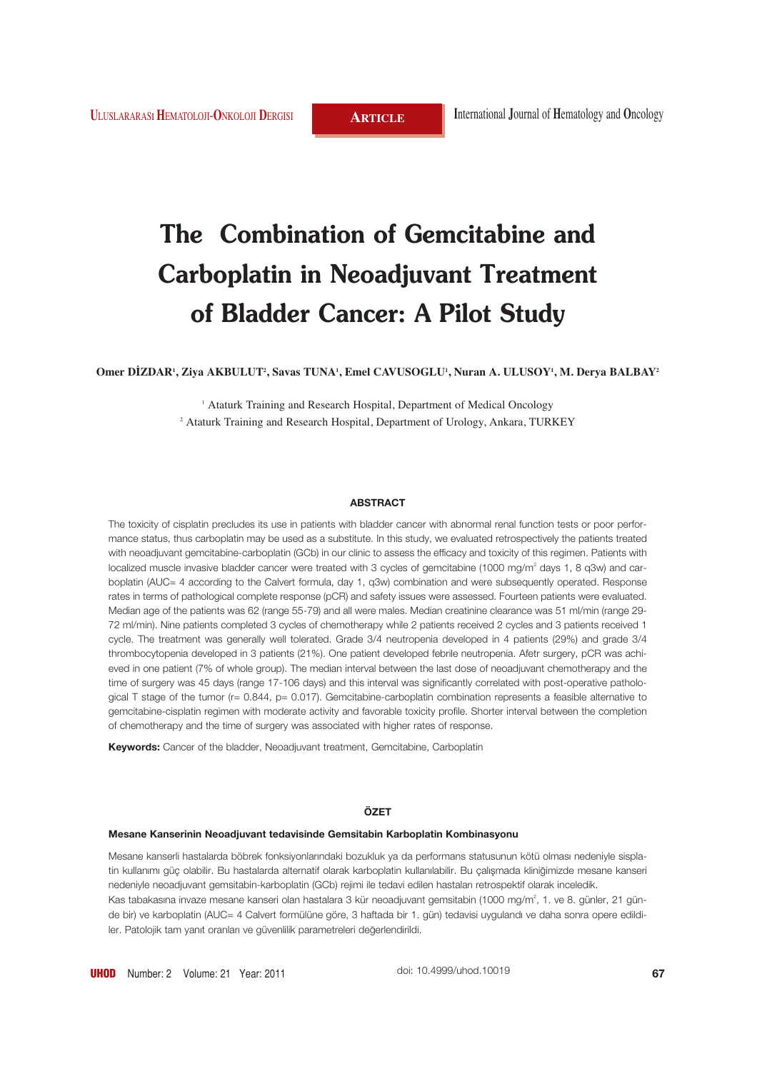# The Combination of Gemcitabine and Carboplatin in Neoadjuvant Treatment of Bladder Cancer: A Pilot Study

**Omer DİZDAR[1], Ziya AKBULUT[2], Savas TUNA[1], Emel CAVUSOGLU[1], Nuran A. ULUSOY[1], M. Derya BALBAY[2]**

[1] Ataturk Training and Research Hospital, Department of Medical Oncology

[2] Ataturk Training and Research Hospital, Department of Urology, Ankara, TURKEY

## ABSTRACT

The toxicity of cisplatin precludes its use in patients with bladder cancer with abnormal renal function tests or poor performance status, thus carboplatin may be used as a substitute. In this study, we evaluated retrospectively the patients treated with neoadjuvant gemcitabine-carboplatin (GCb) in our clinic to assess the efficacy and toxicity of this regimen. Patients with localized muscle invasive bladder cancer were treated with 3 cycles of gemcitabine (1000 mg/m$^2$ days 1, 8 q3w) and carboplatin (AUC= 4 according to the Calvert formula, day 1, q3w) combination and were subsequently operated. Response rates in terms of pathological complete response (pCR) and safety issues were assessed. Fourteen patients were evaluated. Median age of the patients was 62 (range 55-79) and all were males. Median creatinine clearance was 51 ml/min (range 29-72 ml/min). Nine patients completed 3 cycles of chemotherapy while 2 patients received 2 cycles and 3 patients received 1 cycle. The treatment was generally well tolerated. Grade 3/4 neutropenia developed in 4 patients (29%) and grade 3/4 thrombocytopenia developed in 3 patients (21%). One patient developed febrile neutropenia. Afetr surgery, pCR was achieved in one patient (7% of whole group). The median interval between the last dose of neoadjuvant chemotherapy and the time of surgery was 45 days (range 17-106 days) and this interval was significantly correlated with post-operative pathological T stage of the tumor (r= 0.844, p= 0.017). Gemcitabine-carboplatin combination represents a feasible alternative to gemcitabine-cisplatin regimen with moderate activity and favorable toxicity profile. Shorter interval between the completion of chemotherapy and the time of surgery was associated with higher rates of response.

**Keywords:** Cancer of the bladder, Neoadjuvant treatment, Gemcitabine, Carboplatin

## ÖZET

### Mesane Kanserinin Neoadjuvant tedavisinde Gemsitabin Karboplatin Kombinasyonu

Mesane kanserli hastalarda böbrek fonksiyonlarındaki bozukluk ya da performans statusunun kötü olması nedeniyle sisplatin kullanımı güç olabilir. Bu hastalarda alternatif olarak karboplatin kullanılabilir. Bu çalışmada kliniğimizde mesane kanseri nedeniyle neoadjuvant gemsitabin-karboplatin (GCb) rejimi ile tedavi edilen hastaları retrospektif olarak inceledik.

Kas tabakasına invaze mesane kanseri olan hastalara 3 kür neoadjuvant gemsitabin (1000 mg/m$^2$, 1. ve 8. günler, 21 günde bir) ve karboplatin (AUC= 4 Calvert formülüne göre, 3 haftada bir 1. gün) tedavisi uygulandı ve daha sonra opere edildiler. Patolojik tam yanıt oranları ve güvenlilik parametreleri değerlendirildi.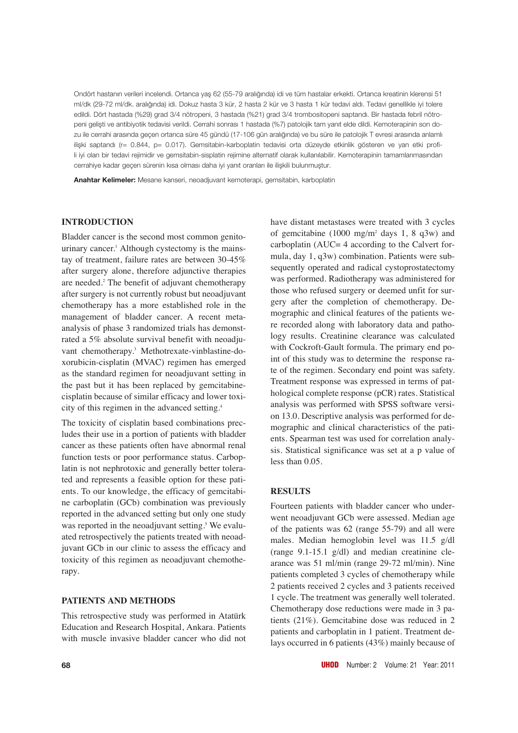Ondört hastanın verileri incelendi. Ortanca yaş 62 (55-79 aralığında) idi ve tüm hastalar erkekti. Ortanca kreatinin klerensi 51 ml/dk (29-72 ml/dk. aralığında) idi. Dokuz hasta 3 kür, 2 hasta 2 kür ve 3 hasta 1 kür tedavi aldı. Tedavi genellikle iyi tolere edildi. Dört hastada (%29) grad 3/4 nötropeni, 3 hastada (%21) grad 3/4 trombositopeni saptandı. Bir hastada febril nötropeni gelişti ve antibiyotik tedavisi verildi. Cerrahi sonrası 1 hastada (%7) patolojik tam yanıt elde dildi. Kemoterapinin son dozu ile cerrahi arasında geçen ortanca süre 45 gündü (17-106 gün aralığında) ve bu süre ile patolojik T evresi arasında anlamlı ilişki saptandı (r= 0.844, p= 0.017). Gemsitabin-karboplatin tedavisi orta düzeyde etkinlik gösteren ve yan etki profili iyi olan bir tedavi rejimidir ve gemsitabin-sisplatin rejimine alternatif olarak kullanılabilir. Kemoterapinin tamamlanmasından cerrahiye kadar geçen sürenin kısa olması daha iyi yanıt oranları ile ilişkili bulunmuştur.

**Anahtar Kelimeler:** Mesane kanseri, neoadjuvant kemoterapi, gemsitabin, karboplatin

## INTRODUCTION

Bladder cancer is the second most common genitourinary cancer.[1] Although cystectomy is the mainstay of treatment, failure rates are between 30-45% after surgery alone, therefore adjunctive therapies are needed.[2] The benefit of adjuvant chemotherapy after surgery is not currently robust but neoadjuvant chemotherapy has a more established role in the management of bladder cancer. A recent meta-analysis of phase 3 randomized trials has demonstrated a 5% absolute survival benefit with neoadjuvant chemotherapy.[3] Methotrexate-vinblastine-doxorubicin-cisplatin (MVAC) regimen has emerged as the standard regimen for neoadjuvant setting in the past but it has been replaced by gemcitabine-cisplatin because of similar efficacy and lower toxicity of this regimen in the advanced setting.[4]

The toxicity of cisplatin based combinations precludes their use in a portion of patients with bladder cancer as these patients often have abnormal renal function tests or poor performance status. Carboplatin is not nephrotoxic and generally better tolerated and represents a feasible option for these patients. To our knowledge, the efficacy of gemcitabine carboplatin (GCb) combination was previously reported in the advanced setting but only one study was reported in the neoadjuvant setting.[5] We evaluated retrospectively the patients treated with neoadjuvant GCb in our clinic to assess the efficacy and toxicity of this regimen as neoadjuvant chemotherapy.

## PATIENTS AND METHODS

This retrospective study was performed in Atatürk Education and Research Hospital, Ankara. Patients with muscle invasive bladder cancer who did not have distant metastases were treated with 3 cycles of gemcitabine (1000 mg/m$^2$ days 1, 8 q3w) and carboplatin (AUC= 4 according to the Calvert formula, day 1, q3w) combination. Patients were subsequently operated and radical cystoprostatectomy was performed. Radiotherapy was administered for those who refused surgery or deemed unfit for surgery after the completion of chemotherapy. Demographic and clinical features of the patients were recorded along with laboratory data and pathology results. Creatinine clearance was calculated with Cockroft-Gault formula. The primary end point of this study was to determine the response rate of the regimen. Secondary end point was safety. Treatment response was expressed in terms of pathological complete response (pCR) rates. Statistical analysis was performed with SPSS software version 13.0. Descriptive analysis was performed for demographic and clinical characteristics of the patients. Spearman test was used for correlation analysis. Statistical significance was set at a p value of less than 0.05.

## RESULTS

Fourteen patients with bladder cancer who underwent neoadjuvant GCb were assessed. Median age of the patients was 62 (range 55-79) and all were males. Median hemoglobin level was 11.5 g/dl (range 9.1-15.1 g/dl) and median creatinine clearance was 51 ml/min (range 29-72 ml/min). Nine patients completed 3 cycles of chemotherapy while 2 patients received 2 cycles and 3 patients received 1 cycle. The treatment was generally well tolerated. Chemotherapy dose reductions were made in 3 patients (21%). Gemcitabine dose was reduced in 2 patients and carboplatin in 1 patient. Treatment delays occurred in 6 patients (43%) mainly because of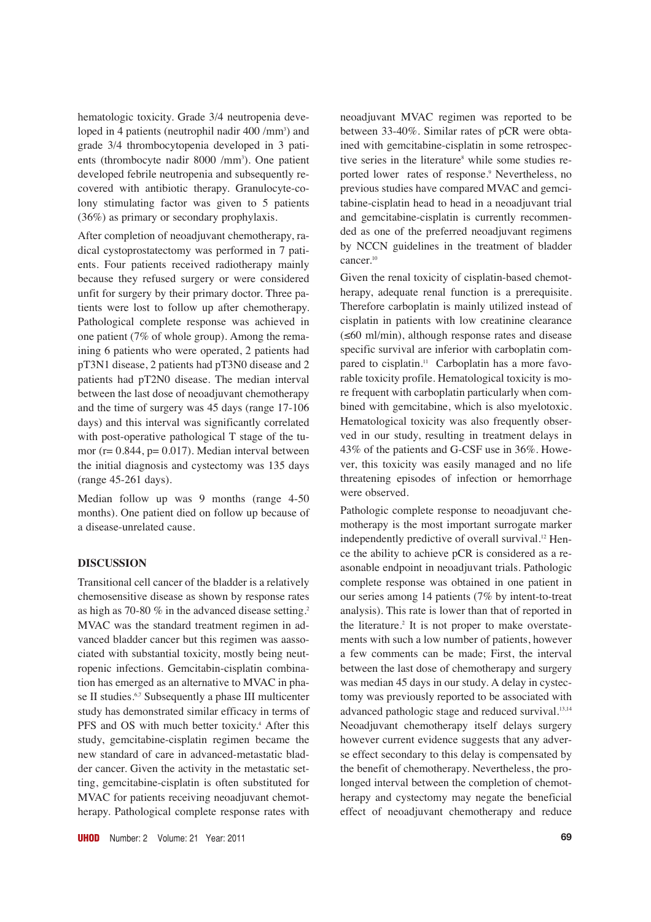hematologic toxicity. Grade 3/4 neutropenia developed in 4 patients (neutrophil nadir 400 /mm$^3$) and grade 3/4 thrombocytopenia developed in 3 patients (thrombocyte nadir 8000 /mm$^3$). One patient developed febrile neutropenia and subsequently recovered with antibiotic therapy. Granulocyte-colony stimulating factor was given to 5 patients (36%) as primary or secondary prophylaxis.

After completion of neoadjuvant chemotherapy, radical cystoprostatectomy was performed in 7 patients. Four patients received radiotherapy mainly because they refused surgery or were considered unfit for surgery by their primary doctor. Three patients were lost to follow up after chemotherapy. Pathological complete response was achieved in one patient (7% of whole group). Among the remaining 6 patients who were operated, 2 patients had pT3N1 disease, 2 patients had pT3N0 disease and 2 patients had pT2N0 disease. The median interval between the last dose of neoadjuvant chemotherapy and the time of surgery was 45 days (range 17-106 days) and this interval was significantly correlated with post-operative pathological T stage of the tumor (r= 0.844, p= 0.017). Median interval between the initial diagnosis and cystectomy was 135 days (range 45-261 days).

Median follow up was 9 months (range 4-50 months). One patient died on follow up because of a disease-unrelated cause.

## DISCUSSION

Transitional cell cancer of the bladder is a relatively chemosensitive disease as shown by response rates as high as 70-80 % in the advanced disease setting.[2] MVAC was the standard treatment regimen in advanced bladder cancer but this regimen was aassociated with substantial toxicity, mostly being neutropenic infections. Gemcitabin-cisplatin combination has emerged as an alternative to MVAC in phase II studies.[6,7] Subsequently a phase III multicenter study has demonstrated similar efficacy in terms of PFS and OS with much better toxicity.[4] After this study, gemcitabine-cisplatin regimen became the new standard of care in advanced-metastatic bladder cancer. Given the activity in the metastatic setting, gemcitabine-cisplatin is often substituted for MVAC for patients receiving neoadjuvant chemotherapy. Pathological complete response rates with neoadjuvant MVAC regimen was reported to be between 33-40%. Similar rates of pCR were obtained with gemcitabine-cisplatin in some retrospective series in the literature[8] while some studies reported lower rates of response.[9] Nevertheless, no previous studies have compared MVAC and gemcitabine-cisplatin head to head in a neoadjuvant trial and gemcitabine-cisplatin is currently recommended as one of the preferred neoadjuvant regimens by NCCN guidelines in the treatment of bladder cancer.[10]

Given the renal toxicity of cisplatin-based chemotherapy, adequate renal function is a prerequisite. Therefore carboplatin is mainly utilized instead of cisplatin in patients with low creatinine clearance (≤60 ml/min), although response rates and disease specific survival are inferior with carboplatin compared to cisplatin.[11] Carboplatin has a more favorable toxicity profile. Hematological toxicity is more frequent with carboplatin particularly when combined with gemcitabine, which is also myelotoxic. Hematological toxicity was also frequently observed in our study, resulting in treatment delays in 43% of the patients and G-CSF use in 36%. However, this toxicity was easily managed and no life threatening episodes of infection or hemorrhage were observed.

Pathologic complete response to neoadjuvant chemotherapy is the most important surrogate marker independently predictive of overall survival.[12] Hence the ability to achieve pCR is considered as a reasonable endpoint in neoadjuvant trials. Pathologic complete response was obtained in one patient in our series among 14 patients (7% by intent-to-treat analysis). This rate is lower than that of reported in the literature.[2] It is not proper to make overstatements with such a low number of patients, however a few comments can be made; First, the interval between the last dose of chemotherapy and surgery was median 45 days in our study. A delay in cystectomy was previously reported to be associated with advanced pathologic stage and reduced survival.[13,14] Neoadjuvant chemotherapy itself delays surgery however current evidence suggests that any adverse effect secondary to this delay is compensated by the benefit of chemotherapy. Nevertheless, the prolonged interval between the completion of chemotherapy and cystectomy may negate the beneficial effect of neoadjuvant chemotherapy and reduce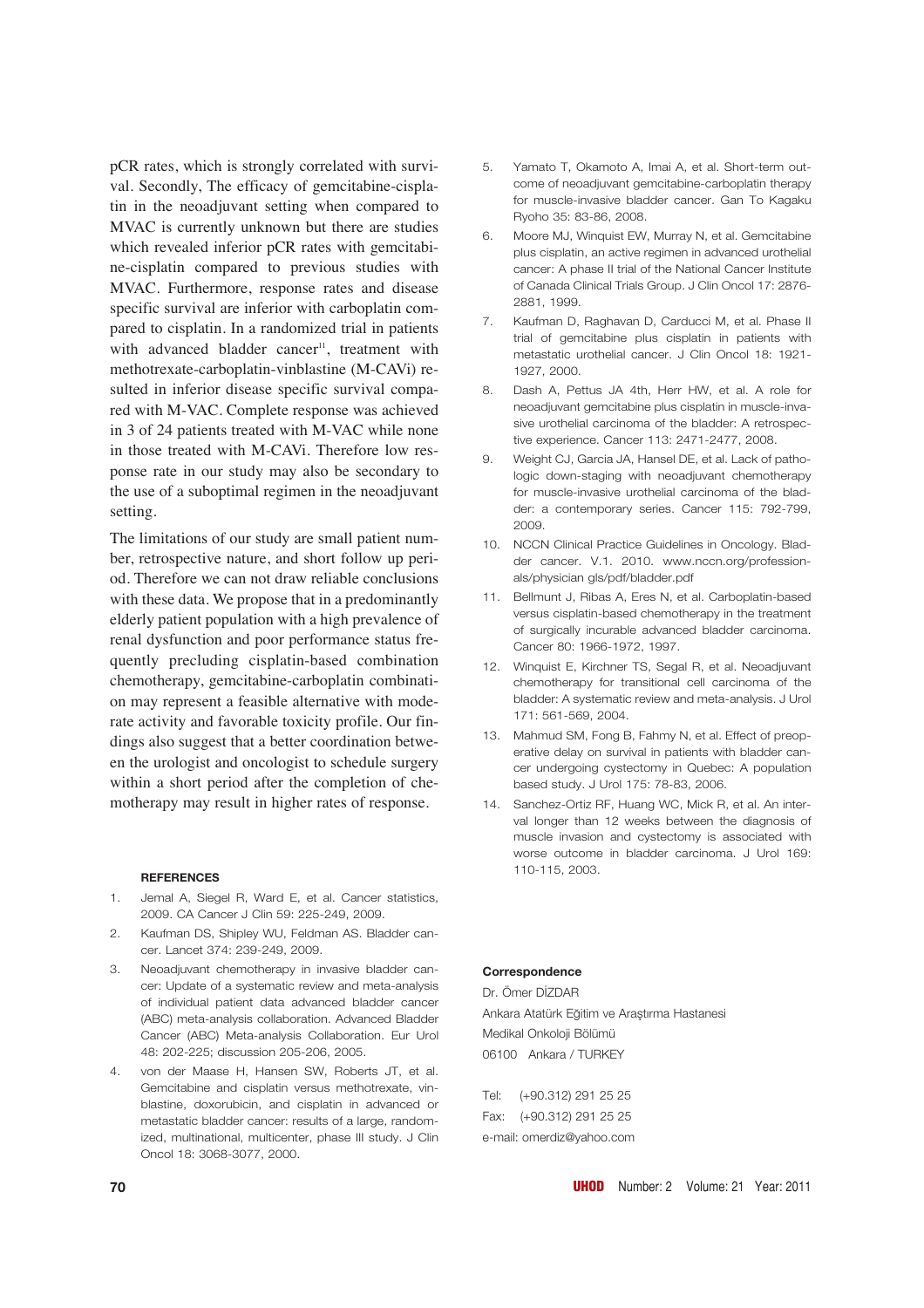pCR rates, which is strongly correlated with survival. Secondly, The efficacy of gemcitabine-cisplatin in the neoadjuvant setting when compared to MVAC is currently unknown but there are studies which revealed inferior pCR rates with gemcitabine-cisplatin compared to previous studies with MVAC. Furthermore, response rates and disease specific survival are inferior with carboplatin compared to cisplatin. In a randomized trial in patients with advanced bladder cancer[11], treatment with methotrexate-carboplatin-vinblastine (M-CAVi) resulted in inferior disease specific survival compared with M-VAC. Complete response was achieved in 3 of 24 patients treated with M-VAC while none in those treated with M-CAVi. Therefore low response rate in our study may also be secondary to the use of a suboptimal regimen in the neoadjuvant setting.

The limitations of our study are small patient number, retrospective nature, and short follow up period. Therefore we can not draw reliable conclusions with these data. We propose that in a predominantly elderly patient population with a high prevalence of renal dysfunction and poor performance status frequently precluding cisplatin-based combination chemotherapy, gemcitabine-carboplatin combination may represent a feasible alternative with moderate activity and favorable toxicity profile. Our findings also suggest that a better coordination between the urologist and oncologist to schedule surgery within a short period after the completion of chemotherapy may result in higher rates of response.

#### REFERENCES

1. Jemal A, Siegel R, Ward E, et al. Cancer statistics, 2009. CA Cancer J Clin 59: 225-249, 2009.
2. Kaufman DS, Shipley WU, Feldman AS. Bladder cancer. Lancet 374: 239-249, 2009.
3. Neoadjuvant chemotherapy in invasive bladder cancer: Update of a systematic review and meta-analysis of individual patient data advanced bladder cancer (ABC) meta-analysis collaboration. Advanced Bladder Cancer (ABC) Meta-analysis Collaboration. Eur Urol 48: 202-225; discussion 205-206, 2005.
4. von der Maase H, Hansen SW, Roberts JT, et al. Gemcitabine and cisplatin versus methotrexate, vinblastine, doxorubicin, and cisplatin in advanced or metastatic bladder cancer: results of a large, randomized, multinational, multicenter, phase III study. J Clin Oncol 18: 3068-3077, 2000.
5. Yamato T, Okamoto A, Imai A, et al. Short-term outcome of neoadjuvant gemcitabine-carboplatin therapy for muscle-invasive bladder cancer. Gan To Kagaku Ryoho 35: 83-86, 2008.
6. Moore MJ, Winquist EW, Murray N, et al. Gemcitabine plus cisplatin, an active regimen in advanced urothelial cancer: A phase II trial of the National Cancer Institute of Canada Clinical Trials Group. J Clin Oncol 17: 2876-2881, 1999.
7. Kaufman D, Raghavan D, Carducci M, et al. Phase II trial of gemcitabine plus cisplatin in patients with metastatic urothelial cancer. J Clin Oncol 18: 1921-1927, 2000.
8. Dash A, Pettus JA 4th, Herr HW, et al. A role for neoadjuvant gemcitabine plus cisplatin in muscle-invasive urothelial carcinoma of the bladder: A retrospective experience. Cancer 113: 2471-2477, 2008.
9. Weight CJ, Garcia JA, Hansel DE, et al. Lack of pathologic down-staging with neoadjuvant chemotherapy for muscle-invasive urothelial carcinoma of the bladder: a contemporary series. Cancer 115: 792-799, 2009.
10. NCCN Clinical Practice Guidelines in Oncology. Bladder cancer. V.1. 2010. www.nccn.org/professionals/physician gls/pdf/bladder.pdf
11. Bellmunt J, Ribas A, Eres N, et al. Carboplatin-based versus cisplatin-based chemotherapy in the treatment of surgically incurable advanced bladder carcinoma. Cancer 80: 1966-1972, 1997.
12. Winquist E, Kirchner TS, Segal R, et al. Neoadjuvant chemotherapy for transitional cell carcinoma of the bladder: A systematic review and meta-analysis. J Urol 171: 561-569, 2004.
13. Mahmud SM, Fong B, Fahmy N, et al. Effect of preoperative delay on survival in patients with bladder cancer undergoing cystectomy in Quebec: A population based study. J Urol 175: 78-83, 2006.
14. Sanchez-Ortiz RF, Huang WC, Mick R, et al. An interval longer than 12 weeks between the diagnosis of muscle invasion and cystectomy is associated with worse outcome in bladder carcinoma. J Urol 169: 110-115, 2003.

#### Correspondence

Dr. Ömer DİZDAR
Ankara Atatürk Eğitim ve Araştırma Hastanesi
Medikal Onkoloji Bölümü
06100 Ankara / TURKEY

Tel: (+90.312) 291 25 25
Fax: (+90.312) 291 25 25
e-mail: omerdiz@yahoo.com